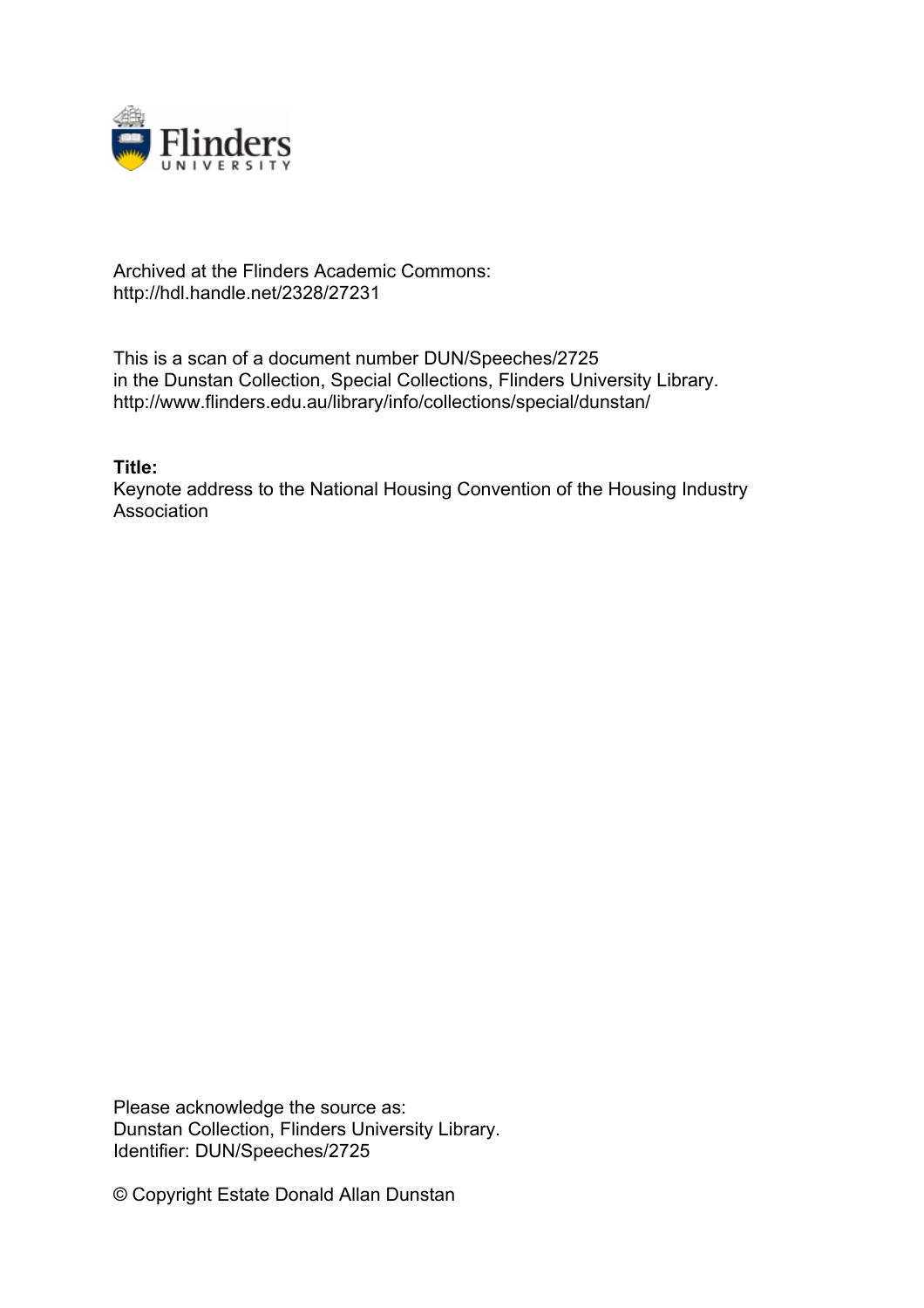Archived at the Flinders Academic Commons:
http://hdl.handle.net/2328/27231

This is a scan of a document number DUN/Speeches/2725
in the Dunstan Collection, Special Collections, Flinders University Library.
http://www.flinders.edu.au/library/info/collections/special/dunstan/

**Title:**
Keynote address to the National Housing Convention of the Housing Industry Association

Please acknowledge the source as:
Dunstan Collection, Flinders University Library.
Identifier: DUN/Speeches/2725

© Copyright Estate Donald Allan Dunstan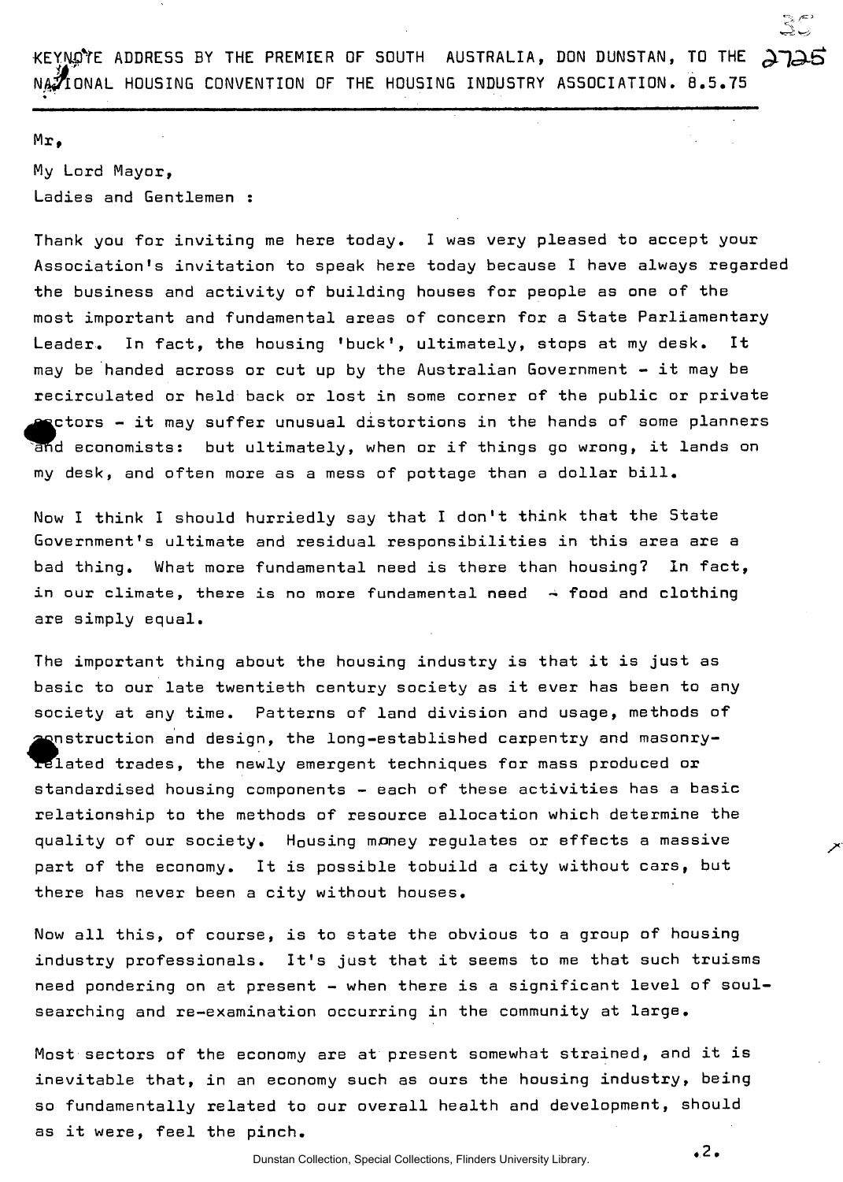KEYNOTE ADDRESS BY THE PREMIER OF SOUTH AUSTRALIA, DON DUNSTAN, TO THE NATIONAL HOUSING CONVENTION OF THE HOUSING INDUSTRY ASSOCIATION. 8.5.75

Mr,

My Lord Mayor,

Ladies and Gentlemen :

Thank you for inviting me here today. I was very pleased to accept your Association's invitation to speak here today because I have always regarded the business and activity of building houses for people as one of the most important and fundamental areas of concern for a State Parliamentary Leader. In fact, the housing 'buck', ultimately, stops at my desk. It may be handed across or cut up by the Australian Government - it may be recirculated or held back or lost in some corner of the public or private sectors - it may suffer unusual distortions in the hands of some planners and economists: but ultimately, when or if things go wrong, it lands on my desk, and often more as a mess of pottage than a dollar bill.

Now I think I should hurriedly say that I don't think that the State Government's ultimate and residual responsibilities in this area are a bad thing. What more fundamental need is there than housing? In fact, in our climate, there is no more fundamental need - food and clothing are simply equal.

The important thing about the housing industry is that it is just as basic to our late twentieth century society as it ever has been to any society at any time. Patterns of land division and usage, methods of construction and design, the long-established carpentry and masonry-related trades, the newly emergent techniques for mass produced or standardised housing components - each of these activities has a basic relationship to the methods of resource allocation which determine the quality of our society. Housing money regulates or effects a massive part of the economy. It is possible tobuild a city without cars, but there has never been a city without houses.

Now all this, of course, is to state the obvious to a group of housing industry professionals. It's just that it seems to me that such truisms need pondering on at present - when there is a significant level of soul-searching and re-examination occurring in the community at large.

Most sectors of the economy are at present somewhat strained, and it is inevitable that, in an economy such as ours the housing industry, being so fundamentally related to our overall health and development, should as it were, feel the pinch.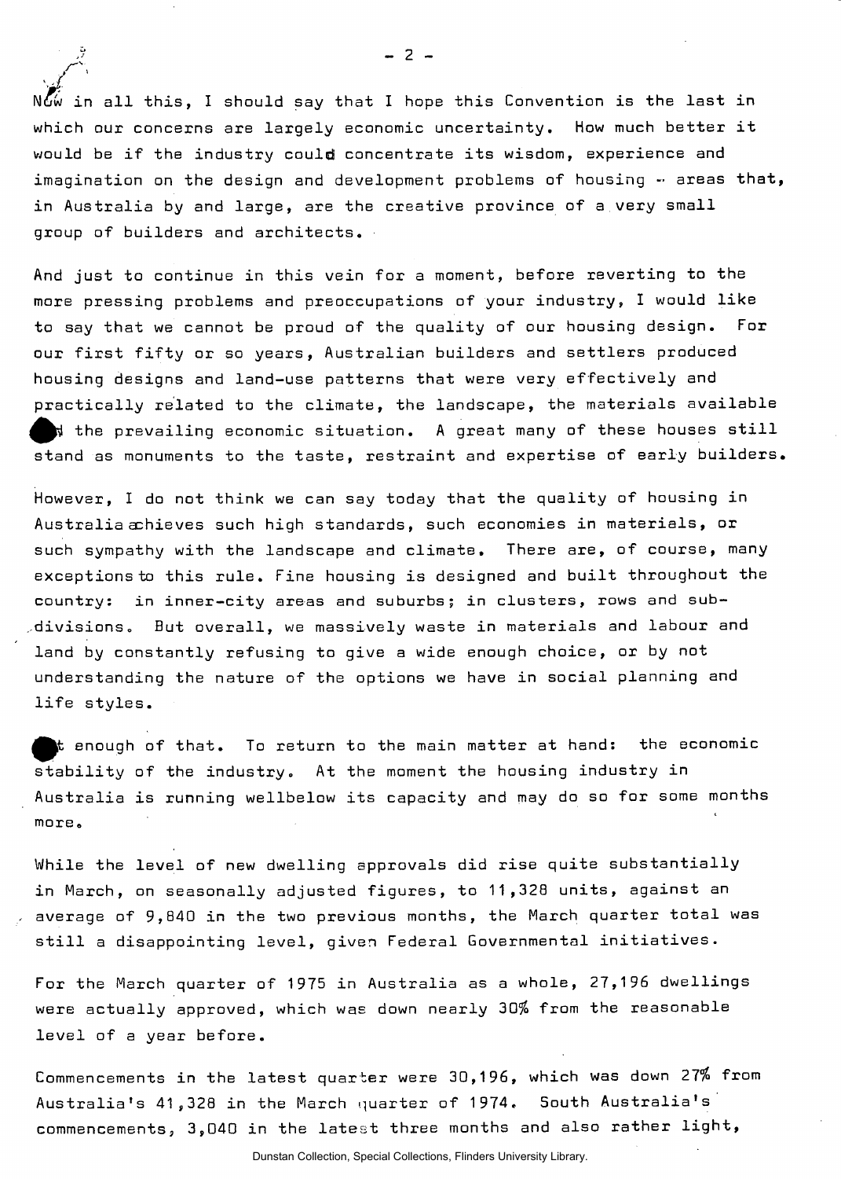Now in all this, I should say that I hope this Convention is the last in which our concerns are largely economic uncertainty. How much better it would be if the industry could concentrate its wisdom, experience and imagination on the design and development problems of housing -- areas that, in Australia by and large, are the creative province of a very small group of builders and architects.

And just to continue in this vein for a moment, before reverting to the more pressing problems and preoccupations of your industry, I would like to say that we cannot be proud of the quality of our housing design. For our first fifty or so years, Australian builders and settlers produced housing designs and land-use patterns that were very effectively and practically related to the climate, the landscape, the materials available and the prevailing economic situation. A great many of these houses still stand as monuments to the taste, restraint and expertise of early builders.

However, I do not think we can say today that the quality of housing in Australia achieves such high standards, such economies in materials, or such sympathy with the landscape and climate. There are, of course, many exceptions to this rule. Fine housing is designed and built throughout the country: in inner-city areas and suburbs; in clusters, rows and sub-divisions. But overall, we massively waste in materials and labour and land by constantly refusing to give a wide enough choice, or by not understanding the nature of the options we have in social planning and life styles.

But enough of that. To return to the main matter at hand: the economic stability of the industry. At the moment the housing industry in Australia is running wellbelow its capacity and may do so for some months more.

While the level of new dwelling approvals did rise quite substantially in March, on seasonally adjusted figures, to 11,328 units, against an average of 9,840 in the two previous months, the March quarter total was still a disappointing level, given Federal Governmental initiatives.

For the March quarter of 1975 in Australia as a whole, 27,196 dwellings were actually approved, which was down nearly 30% from the reasonable level of a year before.

Commencements in the latest quarter were 30,196, which was down 27% from Australia's 41,328 in the March quarter of 1974. South Australia's commencements, 3,040 in the latest three months and also rather light,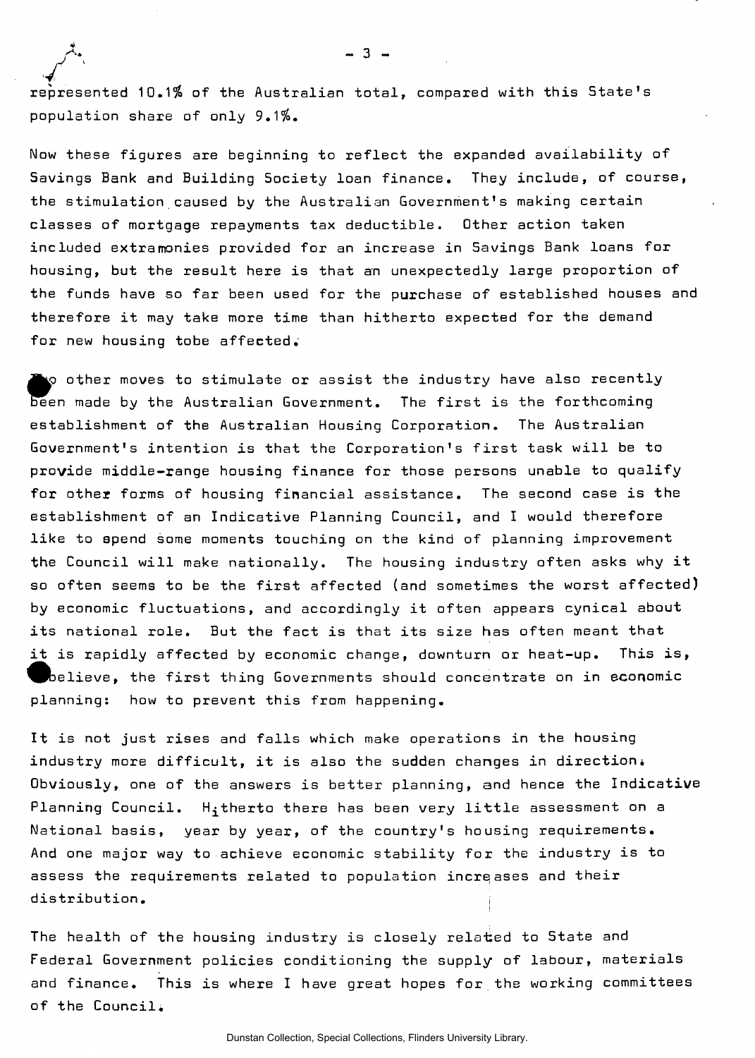represented 10.1% of the Australian total, compared with this State's population share of only 9.1%.

Now these figures are beginning to reflect the expanded availability of Savings Bank and Building Society loan finance. They include, of course, the stimulation caused by the Australian Government's making certain classes of mortgage repayments tax deductible. Other action taken included extramonies provided for an increase in Savings Bank loans for housing, but the result here is that an unexpectedly large proportion of the funds have so far been used for the purchase of established houses and therefore it may take more time than hitherto expected for the demand for new housing tobe affected.

Two other moves to stimulate or assist the industry have also recently been made by the Australian Government. The first is the forthcoming establishment of the Australian Housing Corporation. The Australian Government's intention is that the Corporation's first task will be to provide middle-range housing finance for those persons unable to qualify for other forms of housing financial assistance. The second case is the establishment of an Indicative Planning Council, and I would therefore like to spend some moments touching on the kind of planning improvement the Council will make nationally. The housing industry often asks why it so often seems to be the first affected (and sometimes the worst affected) by economic fluctuations, and accordingly it often appears cynical about its national role. But the fact is that its size has often meant that it is rapidly affected by economic change, downturn or heat-up. This is, I believe, the first thing Governments should concentrate on in economic planning: how to prevent this from happening.

It is not just rises and falls which make operations in the housing industry more difficult, it is also the sudden changes in direction. Obviously, one of the answers is better planning, and hence the Indicative Planning Council. Hitherto there has been very little assessment on a National basis, year by year, of the country's housing requirements. And one major way to achieve economic stability for the industry is to assess the requirements related to population increases and their distribution.

The health of the housing industry is closely related to State and Federal Government policies conditioning the supply of labour, materials and finance. This is where I have great hopes for the working committees of the Council.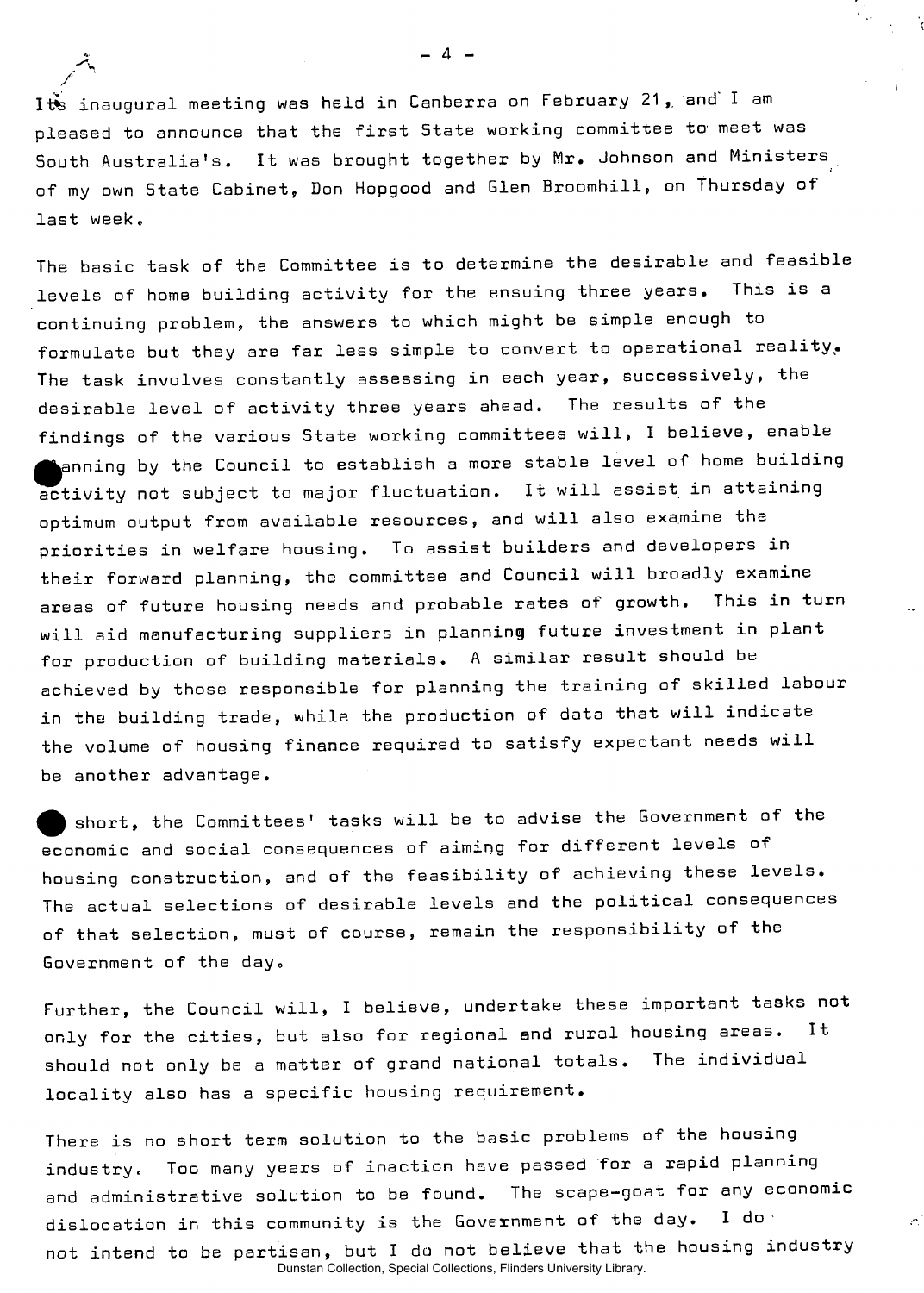Its inaugural meeting was held in Canberra on February 21, and I am pleased to announce that the first State working committee to meet was South Australia's. It was brought together by Mr. Johnson and Ministers of my own State Cabinet, Don Hopgood and Glen Broomhill, on Thursday of last week.

The basic task of the Committee is to determine the desirable and feasible levels of home building activity for the ensuing three years. This is a continuing problem, the answers to which might be simple enough to formulate but they are far less simple to convert to operational reality. The task involves constantly assessing in each year, successively, the desirable level of activity three years ahead. The results of the findings of the various State working committees will, I believe, enable planning by the Council to establish a more stable level of home building activity not subject to major fluctuation. It will assist in attaining optimum output from available resources, and will also examine the priorities in welfare housing. To assist builders and developers in their forward planning, the committee and Council will broadly examine areas of future housing needs and probable rates of growth. This in turn will aid manufacturing suppliers in planning future investment in plant for production of building materials. A similar result should be achieved by those responsible for planning the training of skilled labour in the building trade, while the production of data that will indicate the volume of housing finance required to satisfy expectant needs will be another advantage.

In short, the Committees' tasks will be to advise the Government of the economic and social consequences of aiming for different levels of housing construction, and of the feasibility of achieving these levels. The actual selections of desirable levels and the political consequences of that selection, must of course, remain the responsibility of the Government of the day.

Further, the Council will, I believe, undertake these important tasks not only for the cities, but also for regional and rural housing areas. It should not only be a matter of grand national totals. The individual locality also has a specific housing requirement.

There is no short term solution to the basic problems of the housing industry. Too many years of inaction have passed for a rapid planning and administrative solution to be found. The scape-goat for any economic dislocation in this community is the Government of the day. I do not intend to be partisan, but I do not believe that the housing industry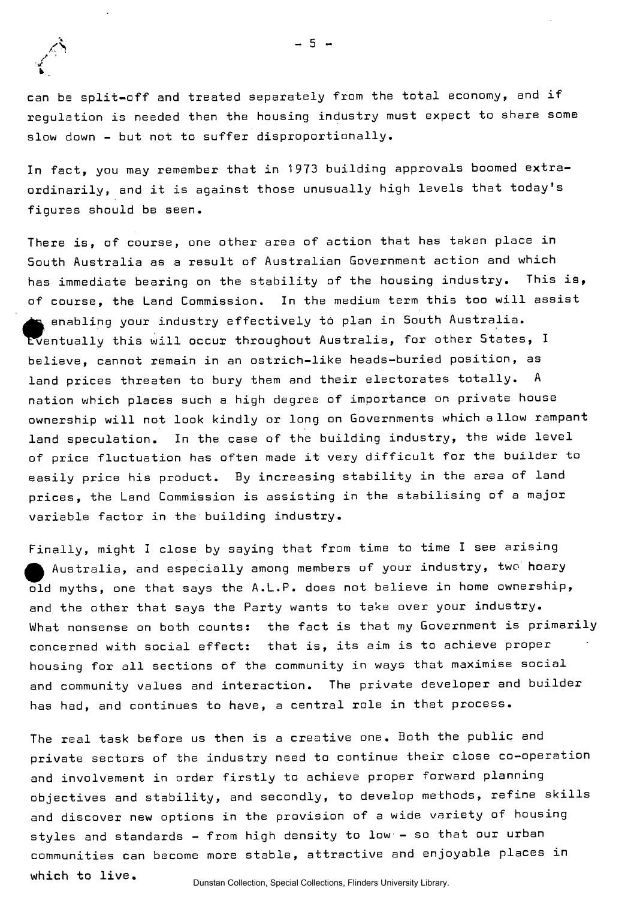can be split-off and treated separately from the total economy, and if regulation is needed then the housing industry must expect to share some slow down - but not to suffer disproportionally.

In fact, you may remember that in 1973 building approvals boomed extraordinarily, and it is against those unusually high levels that today's figures should be seen.

There is, of course, one other area of action that has taken place in South Australia as a result of Australian Government action and which has immediate bearing on the stability of the housing industry. This is, of course, the Land Commission. In the medium term this too will assist in enabling your industry effectively to plan in South Australia. Eventually this will occur throughout Australia, for other States, I believe, cannot remain in an ostrich-like heads-buried position, as land prices threaten to bury them and their electorates totally. A nation which places such a high degree of importance on private house ownership will not look kindly or long on Governments which allow rampant land speculation. In the case of the building industry, the wide level of price fluctuation has often made it very difficult for the builder to easily price his product. By increasing stability in the area of land prices, the Land Commission is assisting in the stabilising of a major variable factor in the building industry.

Finally, might I close by saying that from time to time I see arising in Australia, and especially among members of your industry, two hoary old myths, one that says the A.L.P. does not believe in home ownership, and the other that says the Party wants to take over your industry. What nonsense on both counts: the fact is that my Government is primarily concerned with social effect: that is, its aim is to achieve proper housing for all sections of the community in ways that maximise social and community values and interaction. The private developer and builder has had, and continues to have, a central role in that process.

The real task before us then is a creative one. Both the public and private sectors of the industry need to continue their close co-operation and involvement in order firstly to achieve proper forward planning objectives and stability, and secondly, to develop methods, refine skills and discover new options in the provision of a wide variety of housing styles and standards - from high density to low - so that our urban communities can become more stable, attractive and enjoyable places in which to live.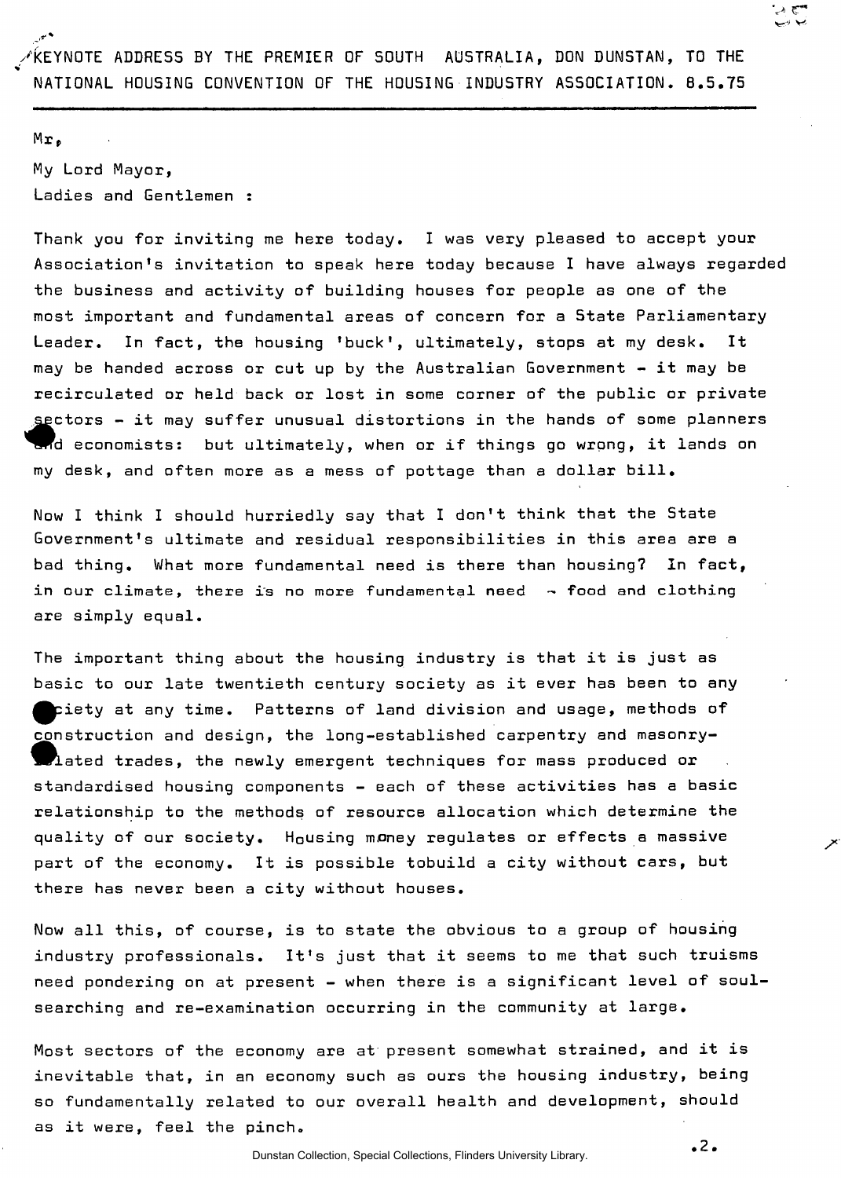KEYNOTE ADDRESS BY THE PREMIER OF SOUTH AUSTRALIA, DON DUNSTAN, TO THE NATIONAL HOUSING CONVENTION OF THE HOUSING INDUSTRY ASSOCIATION. 8.5.75

Mr,

My Lord Mayor,

Ladies and Gentlemen :

Thank you for inviting me here today. I was very pleased to accept your Association's invitation to speak here today because I have always regarded the business and activity of building houses for people as one of the most important and fundamental areas of concern for a State Parliamentary Leader. In fact, the housing 'buck', ultimately, stops at my desk. It may be handed across or cut up by the Australian Government - it may be recirculated or held back or lost in some corner of the public or private sectors - it may suffer unusual distortions in the hands of some planners and economists: but ultimately, when or if things go wrong, it lands on my desk, and often more as a mess of pottage than a dollar bill.

Now I think I should hurriedly say that I don't think that the State Government's ultimate and residual responsibilities in this area are a bad thing. What more fundamental need is there than housing? In fact, in our climate, there is no more fundamental need - food and clothing are simply equal.

The important thing about the housing industry is that it is just as basic to our late twentieth century society as it ever has been to any society at any time. Patterns of land division and usage, methods of construction and design, the long-established carpentry and masonry-related trades, the newly emergent techniques for mass produced or standardised housing components - each of these activities has a basic relationship to the methods of resource allocation which determine the quality of our society. Housing money regulates or effects a massive part of the economy. It is possible tobuild a city without cars, but there has never been a city without houses.

Now all this, of course, is to state the obvious to a group of housing industry professionals. It's just that it seems to me that such truisms need pondering on at present - when there is a significant level of soul-searching and re-examination occurring in the community at large.

Most sectors of the economy are at present somewhat strained, and it is inevitable that, in an economy such as ours the housing industry, being so fundamentally related to our overall health and development, should as it were, feel the pinch.

.2.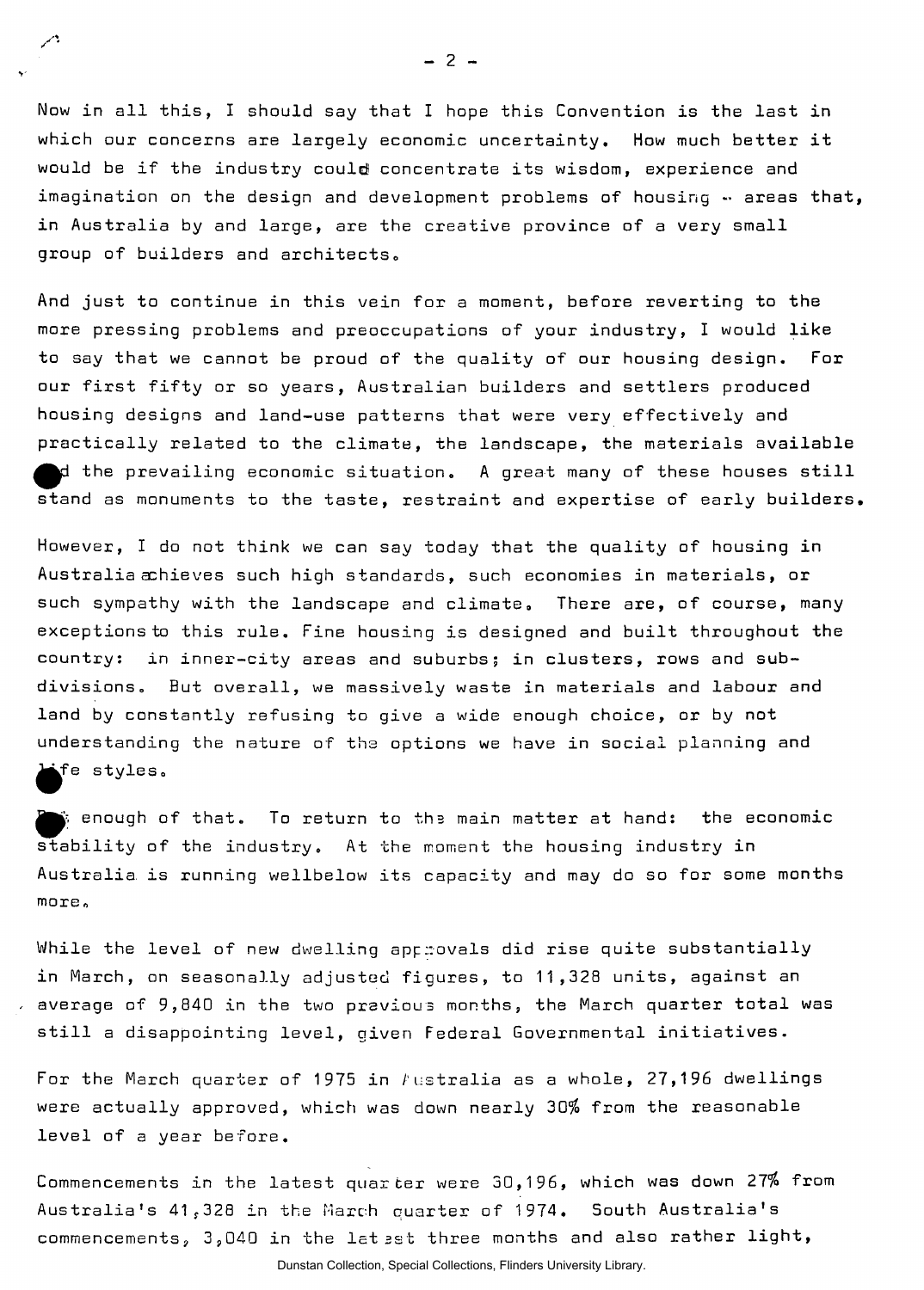Now in all this, I should say that I hope this Convention is the last in which our concerns are largely economic uncertainty. How much better it would be if the industry could concentrate its wisdom, experience and imagination on the design and development problems of housing -- areas that, in Australia by and large, are the creative province of a very small group of builders and architects.

And just to continue in this vein for a moment, before reverting to the more pressing problems and preoccupations of your industry, I would like to say that we cannot be proud of the quality of our housing design. For our first fifty or so years, Australian builders and settlers produced housing designs and land-use patterns that were very effectively and practically related to the climate, the landscape, the materials available and the prevailing economic situation. A great many of these houses still stand as monuments to the taste, restraint and expertise of early builders.

However, I do not think we can say today that the quality of housing in Australia achieves such high standards, such economies in materials, or such sympathy with the landscape and climate. There are, of course, many exceptions to this rule. Fine housing is designed and built throughout the country: in inner-city areas and suburbs; in clusters, rows and sub-divisions. But overall, we massively waste in materials and labour and land by constantly refusing to give a wide enough choice, or by not understanding the nature of the options we have in social planning and life styles.

But enough of that. To return to the main matter at hand: the economic stability of the industry. At the moment the housing industry in Australia is running well below its capacity and may do so for some months more.

While the level of new dwelling approvals did rise quite substantially in March, on seasonally adjusted figures, to 11,328 units, against an average of 9,840 in the two previous months, the March quarter total was still a disappointing level, given Federal Governmental initiatives.

For the March quarter of 1975 in Australia as a whole, 27,196 dwellings were actually approved, which was down nearly 30% from the reasonable level of a year before.

Commencements in the latest quarter were 30,196, which was down 27% from Australia's 41,328 in the March quarter of 1974. South Australia's commencements, 3,040 in the latest three months and also rather light,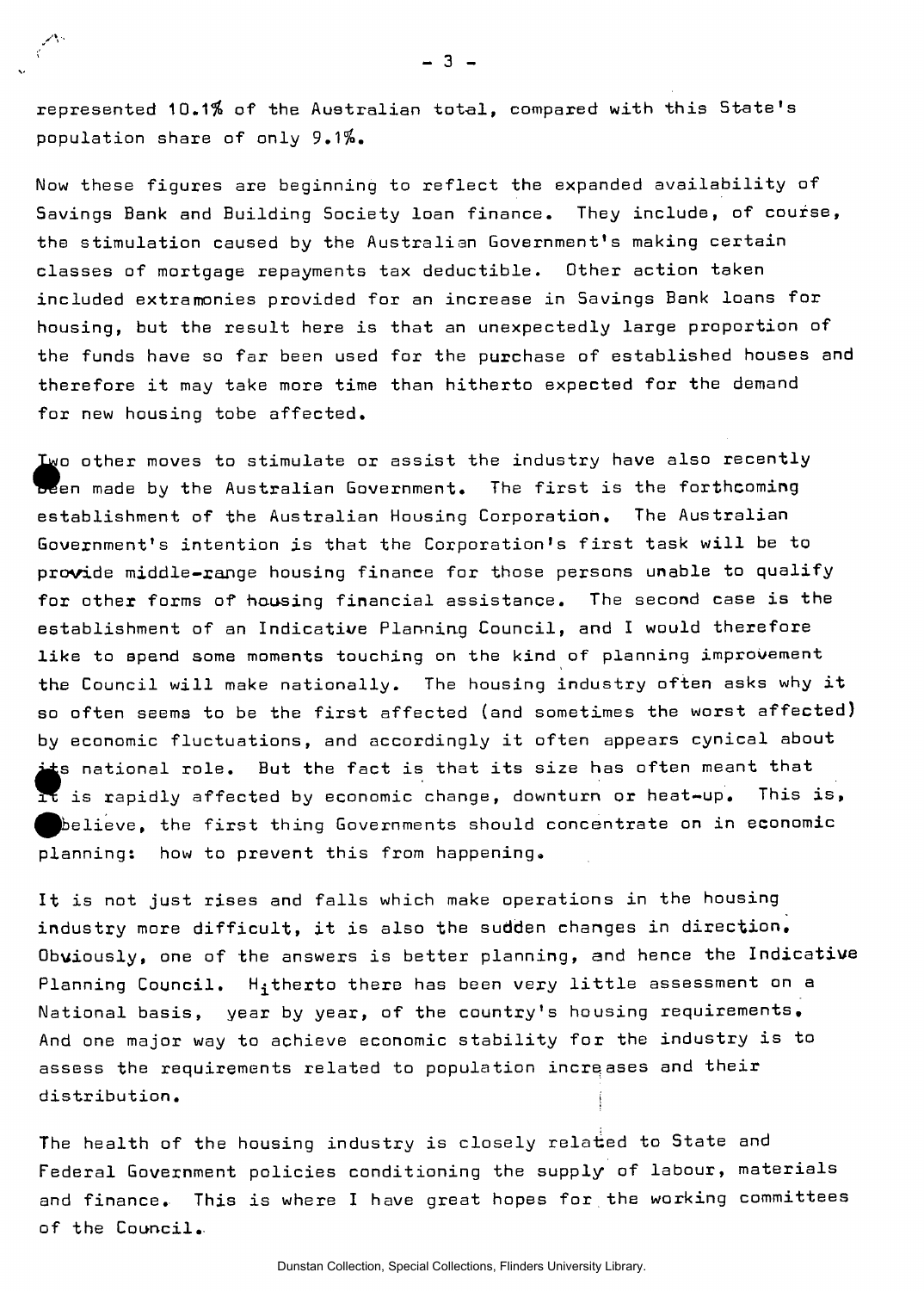represented 10.1% of the Australian total, compared with this State's population share of only 9.1%.

Now these figures are beginning to reflect the expanded availability of Savings Bank and Building Society loan finance. They include, of course, the stimulation caused by the Australian Government's making certain classes of mortgage repayments tax deductible. Other action taken included extramonies provided for an increase in Savings Bank loans for housing, but the result here is that an unexpectedly large proportion of the funds have so far been used for the purchase of established houses and therefore it may take more time than hitherto expected for the demand for new housing tobe affected.

Two other moves to stimulate or assist the industry have also recently been made by the Australian Government. The first is the forthcoming establishment of the Australian Housing Corporation. The Australian Government's intention is that the Corporation's first task will be to provide middle-range housing finance for those persons unable to qualify for other forms of housing financial assistance. The second case is the establishment of an Indicative Planning Council, and I would therefore like to spend some moments touching on the kind of planning improvement the Council will make nationally. The housing industry often asks why it so often seems to be the first affected (and sometimes the worst affected) by economic fluctuations, and accordingly it often appears cynical about its national role. But the fact is that its size has often meant that it is rapidly affected by economic change, downturn or heat-up. This is, I believe, the first thing Governments should concentrate on in economic planning: how to prevent this from happening.

It is not just rises and falls which make operations in the housing industry more difficult, it is also the sudden changes in direction. Obviously, one of the answers is better planning, and hence the Indicative Planning Council. Hitherto there has been very little assessment on a National basis, year by year, of the country's housing requirements. And one major way to achieve economic stability for the industry is to assess the requirements related to population increases and their distribution.

The health of the housing industry is closely related to State and Federal Government policies conditioning the supply of labour, materials and finance. This is where I have great hopes for the working committees of the Council.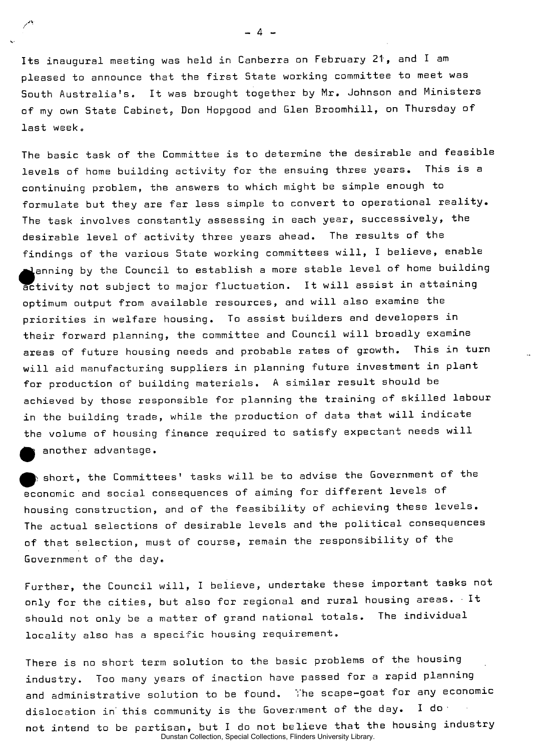Its inaugural meeting was held in Canberra on February 21, and I am pleased to announce that the first State working committee to meet was South Australia's. It was brought together by Mr. Johnson and Ministers of my own State Cabinet, Don Hopgood and Glen Broomhill, on Thursday of last week.

The basic task of the Committee is to determine the desirable and feasible levels of home building activity for the ensuing three years. This is a continuing problem, the answers to which might be simple enough to formulate but they are far less simple to convert to operational reality. The task involves constantly assessing in each year, successively, the desirable level of activity three years ahead. The results of the findings of the various State working committees will, I believe, enable planning by the Council to establish a more stable level of home building activity not subject to major fluctuation. It will assist in attaining optimum output from available resources, and will also examine the priorities in welfare housing. To assist builders and developers in their forward planning, the committee and Council will broadly examine areas of future housing needs and probable rates of growth. This in turn will aid manufacturing suppliers in planning future investment in plant for production of building materials. A similar result should be achieved by those responsible for planning the training of skilled labour in the building trade, while the production of data that will indicate the volume of housing finance required to satisfy expectant needs will be another advantage.

In short, the Committees' tasks will be to advise the Government of the economic and social consequences of aiming for different levels of housing construction, and of the feasibility of achieving these levels. The actual selections of desirable levels and the political consequences of that selection, must of course, remain the responsibility of the Government of the day.

Further, the Council will, I believe, undertake these important tasks not only for the cities, but also for regional and rural housing areas. It should not only be a matter of grand national totals. The individual locality also has a specific housing requirement.

There is no short term solution to the basic problems of the housing industry. Too many years of inaction have passed for a rapid planning and administrative solution to be found. The scape-goat for any economic dislocation in this community is the Government of the day. I do not intend to be partisan, but I do not believe that the housing industry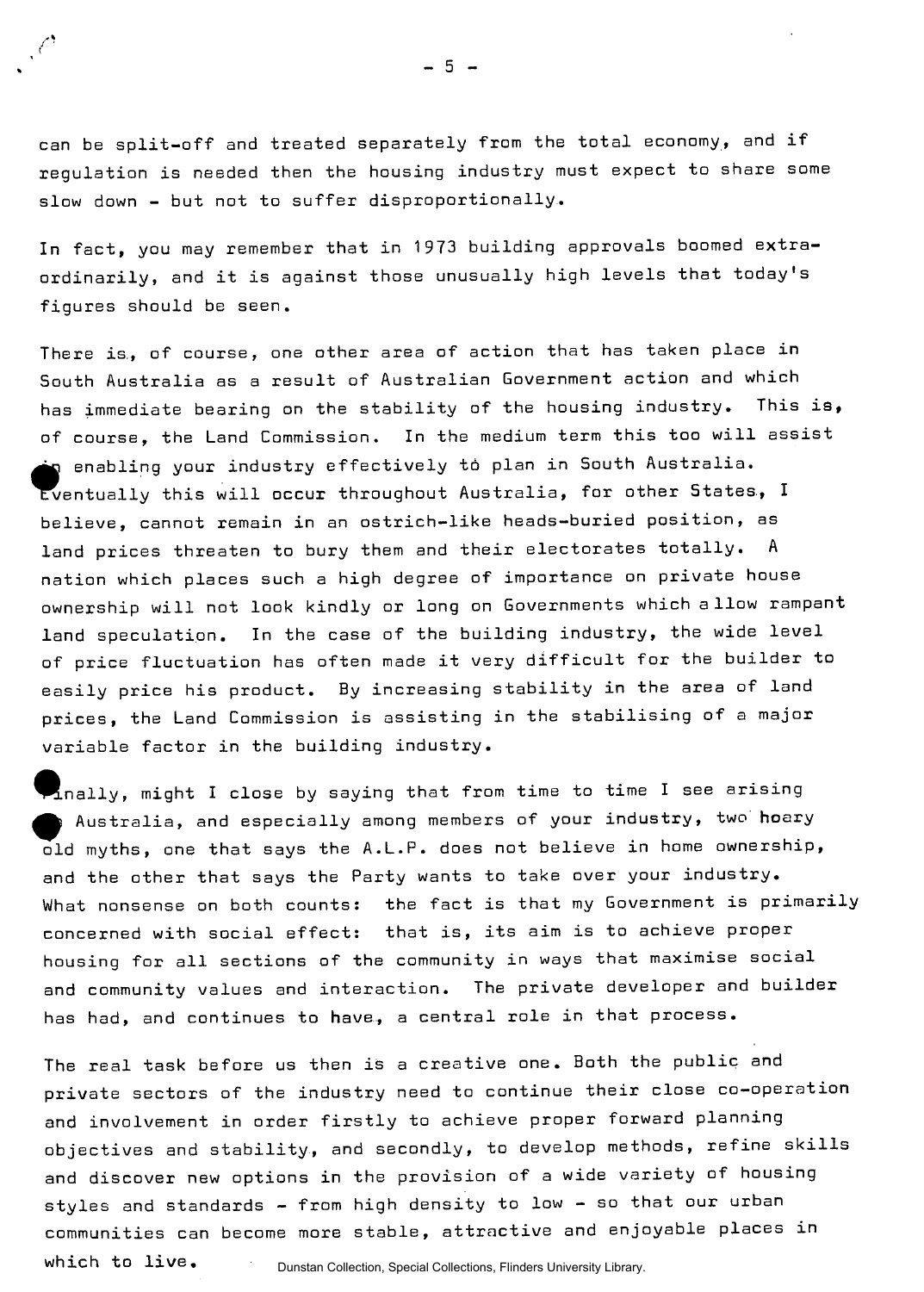can be split-off and treated separately from the total economy, and if regulation is needed then the housing industry must expect to share some slow down - but not to suffer disproportionally.

In fact, you may remember that in 1973 building approvals boomed extraordinarily, and it is against those unusually high levels that today's figures should be seen.

There is, of course, one other area of action that has taken place in South Australia as a result of Australian Government action and which has immediate bearing on the stability of the housing industry. This is, of course, the Land Commission. In the medium term this too will assist in enabling your industry effectively to plan in South Australia. Eventually this will occur throughout Australia, for other States, I believe, cannot remain in an ostrich-like heads-buried position, as land prices threaten to bury them and their electorates totally. A nation which places such a high degree of importance on private house ownership will not look kindly or long on Governments which allow rampant land speculation. In the case of the building industry, the wide level of price fluctuation has often made it very difficult for the builder to easily price his product. By increasing stability in the area of land prices, the Land Commission is assisting in the stabilising of a major variable factor in the building industry.

Finally, might I close by saying that from time to time I see arising in Australia, and especially among members of your industry, two hoary old myths, one that says the A.L.P. does not believe in home ownership, and the other that says the Party wants to take over your industry. What nonsense on both counts: the fact is that my Government is primarily concerned with social effect: that is, its aim is to achieve proper housing for all sections of the community in ways that maximise social and community values and interaction. The private developer and builder has had, and continues to have, a central role in that process.

The real task before us then is a creative one. Both the public and private sectors of the industry need to continue their close co-operation and involvement in order firstly to achieve proper forward planning objectives and stability, and secondly, to develop methods, refine skills and discover new options in the provision of a wide variety of housing styles and standards - from high density to low - so that our urban communities can become more stable, attractive and enjoyable places in which to live.